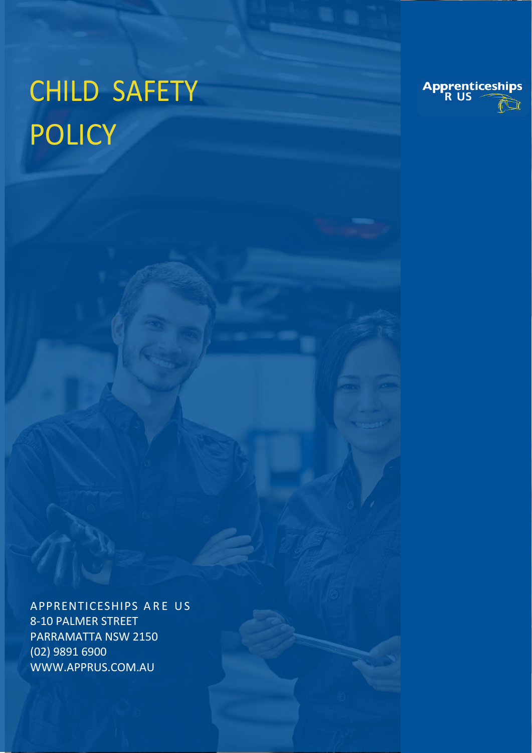# CHILD SAFETY POLICY

Apprenticeships R US

APPRENTICESHIPS ARE US
8-10 PALMER STREET
PARRAMATTA NSW 2150
(02) 9891 6900
WWW.APPRUS.COM.AU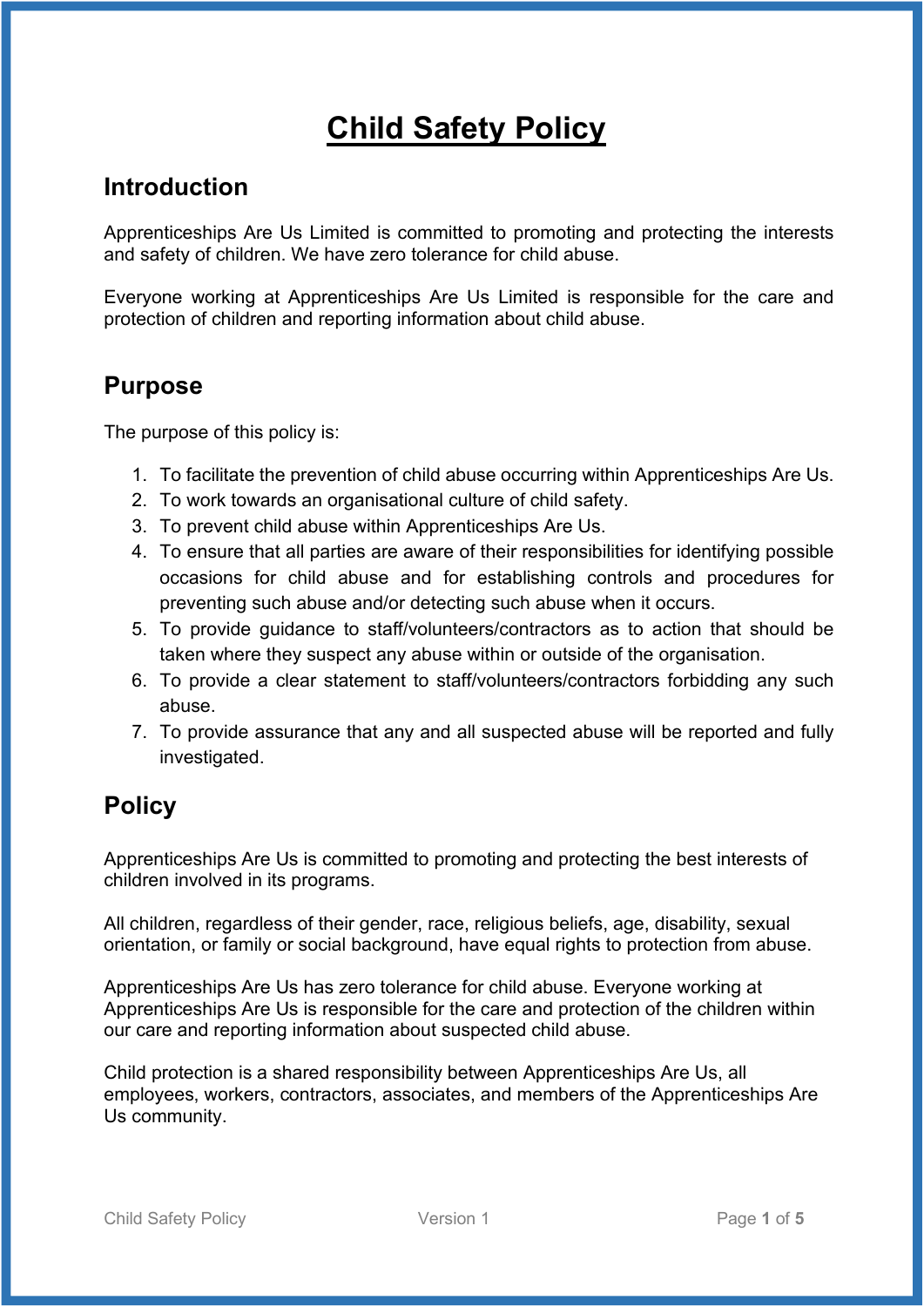# Child Safety Policy

## Introduction

Apprenticeships Are Us Limited is committed to promoting and protecting the interests and safety of children. We have zero tolerance for child abuse.

Everyone working at Apprenticeships Are Us Limited is responsible for the care and protection of children and reporting information about child abuse.

## Purpose

The purpose of this policy is:

1. To facilitate the prevention of child abuse occurring within Apprenticeships Are Us.
2. To work towards an organisational culture of child safety.
3. To prevent child abuse within Apprenticeships Are Us.
4. To ensure that all parties are aware of their responsibilities for identifying possible occasions for child abuse and for establishing controls and procedures for preventing such abuse and/or detecting such abuse when it occurs.
5. To provide guidance to staff/volunteers/contractors as to action that should be taken where they suspect any abuse within or outside of the organisation.
6. To provide a clear statement to staff/volunteers/contractors forbidding any such abuse.
7. To provide assurance that any and all suspected abuse will be reported and fully investigated.

## Policy

Apprenticeships Are Us is committed to promoting and protecting the best interests of children involved in its programs.

All children, regardless of their gender, race, religious beliefs, age, disability, sexual orientation, or family or social background, have equal rights to protection from abuse.

Apprenticeships Are Us has zero tolerance for child abuse. Everyone working at Apprenticeships Are Us is responsible for the care and protection of the children within our care and reporting information about suspected child abuse.

Child protection is a shared responsibility between Apprenticeships Are Us, all employees, workers, contractors, associates, and members of the Apprenticeships Are Us community.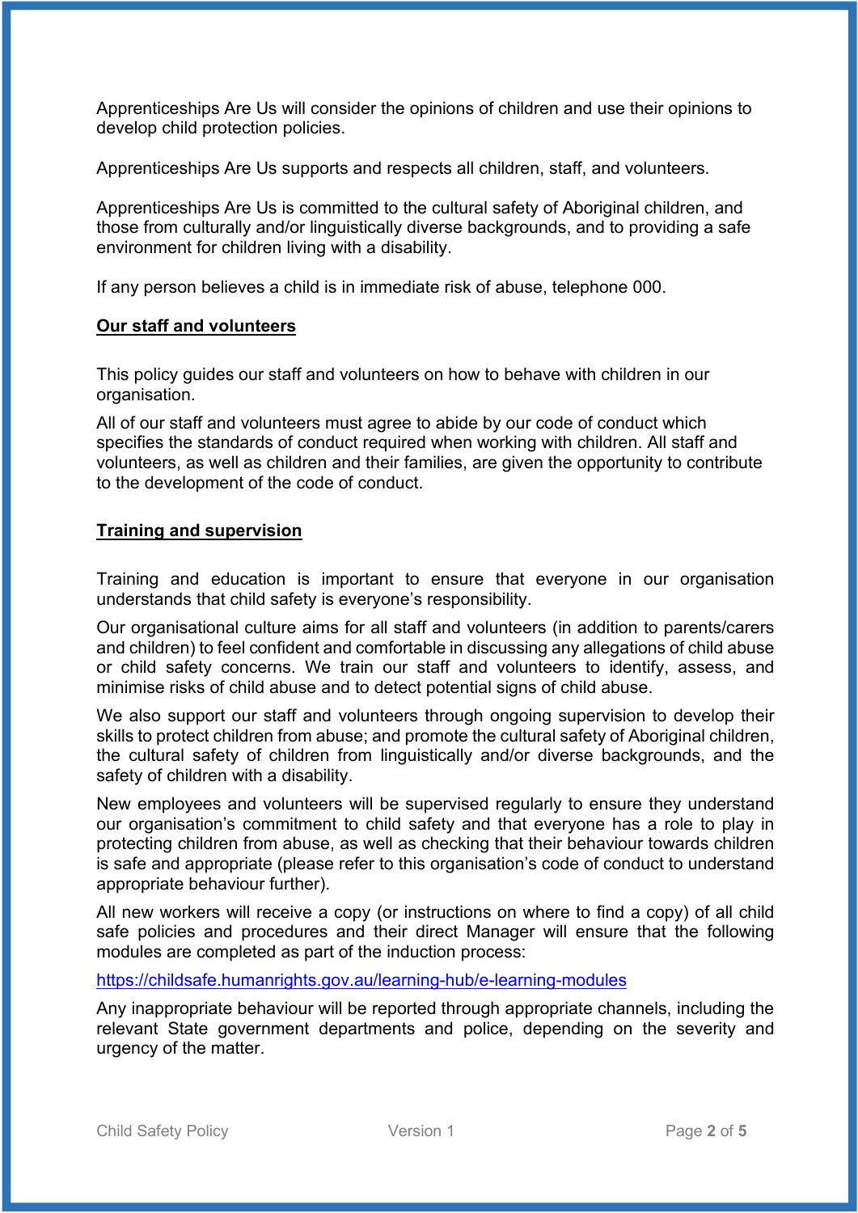Apprenticeships Are Us will consider the opinions of children and use their opinions to develop child protection policies.

Apprenticeships Are Us supports and respects all children, staff, and volunteers.

Apprenticeships Are Us is committed to the cultural safety of Aboriginal children, and those from culturally and/or linguistically diverse backgrounds, and to providing a safe environment for children living with a disability.

If any person believes a child is in immediate risk of abuse, telephone 000.

## Our staff and volunteers

This policy guides our staff and volunteers on how to behave with children in our organisation.

All of our staff and volunteers must agree to abide by our code of conduct which specifies the standards of conduct required when working with children. All staff and volunteers, as well as children and their families, are given the opportunity to contribute to the development of the code of conduct.

## Training and supervision

Training and education is important to ensure that everyone in our organisation understands that child safety is everyone's responsibility.

Our organisational culture aims for all staff and volunteers (in addition to parents/carers and children) to feel confident and comfortable in discussing any allegations of child abuse or child safety concerns. We train our staff and volunteers to identify, assess, and minimise risks of child abuse and to detect potential signs of child abuse.

We also support our staff and volunteers through ongoing supervision to develop their skills to protect children from abuse; and promote the cultural safety of Aboriginal children, the cultural safety of children from linguistically and/or diverse backgrounds, and the safety of children with a disability.

New employees and volunteers will be supervised regularly to ensure they understand our organisation's commitment to child safety and that everyone has a role to play in protecting children from abuse, as well as checking that their behaviour towards children is safe and appropriate (please refer to this organisation's code of conduct to understand appropriate behaviour further).

All new workers will receive a copy (or instructions on where to find a copy) of all child safe policies and procedures and their direct Manager will ensure that the following modules are completed as part of the induction process:

https://childsafe.humanrights.gov.au/learning-hub/e-learning-modules

Any inappropriate behaviour will be reported through appropriate channels, including the relevant State government departments and police, depending on the severity and urgency of the matter.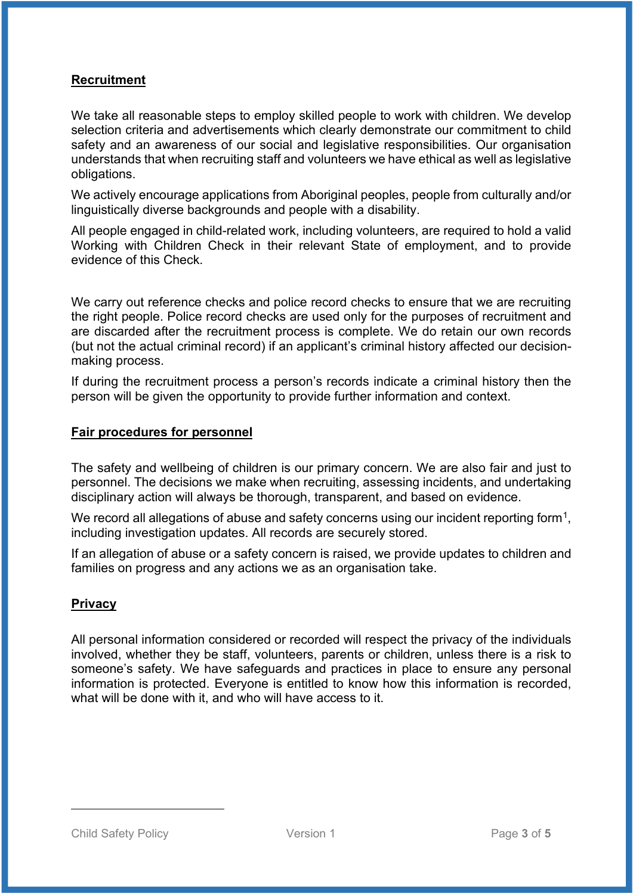## Recruitment

We take all reasonable steps to employ skilled people to work with children. We develop selection criteria and advertisements which clearly demonstrate our commitment to child safety and an awareness of our social and legislative responsibilities. Our organisation understands that when recruiting staff and volunteers we have ethical as well as legislative obligations.

We actively encourage applications from Aboriginal peoples, people from culturally and/or linguistically diverse backgrounds and people with a disability.

All people engaged in child-related work, including volunteers, are required to hold a valid Working with Children Check in their relevant State of employment, and to provide evidence of this Check.

We carry out reference checks and police record checks to ensure that we are recruiting the right people. Police record checks are used only for the purposes of recruitment and are discarded after the recruitment process is complete. We do retain our own records (but not the actual criminal record) if an applicant's criminal history affected our decision-making process.

If during the recruitment process a person's records indicate a criminal history then the person will be given the opportunity to provide further information and context.

## Fair procedures for personnel

The safety and wellbeing of children is our primary concern. We are also fair and just to personnel. The decisions we make when recruiting, assessing incidents, and undertaking disciplinary action will always be thorough, transparent, and based on evidence.

We record all allegations of abuse and safety concerns using our incident reporting form[1], including investigation updates. All records are securely stored.

If an allegation of abuse or a safety concern is raised, we provide updates to children and families on progress and any actions we as an organisation take.

## Privacy

All personal information considered or recorded will respect the privacy of the individuals involved, whether they be staff, volunteers, parents or children, unless there is a risk to someone's safety. We have safeguards and practices in place to ensure any personal information is protected. Everyone is entitled to know how this information is recorded, what will be done with it, and who will have access to it.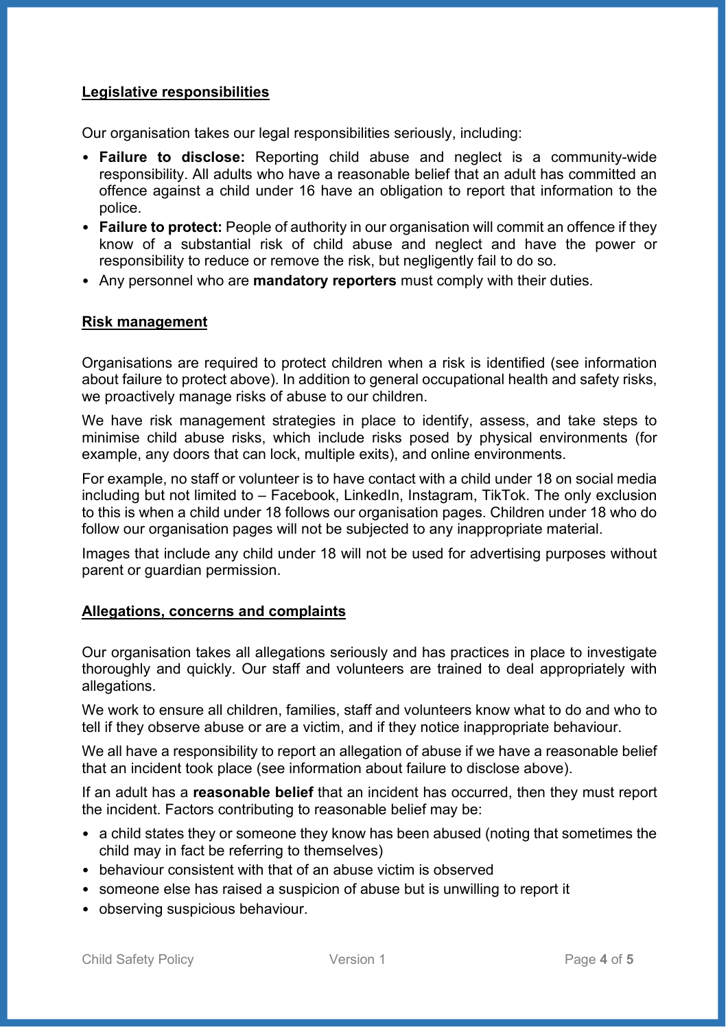## Legislative responsibilities

Our organisation takes our legal responsibilities seriously, including:

- **Failure to disclose:** Reporting child abuse and neglect is a community-wide responsibility. All adults who have a reasonable belief that an adult has committed an offence against a child under 16 have an obligation to report that information to the police.
- **Failure to protect:** People of authority in our organisation will commit an offence if they know of a substantial risk of child abuse and neglect and have the power or responsibility to reduce or remove the risk, but negligently fail to do so.
- Any personnel who are **mandatory reporters** must comply with their duties.

## Risk management

Organisations are required to protect children when a risk is identified (see information about failure to protect above). In addition to general occupational health and safety risks, we proactively manage risks of abuse to our children.

We have risk management strategies in place to identify, assess, and take steps to minimise child abuse risks, which include risks posed by physical environments (for example, any doors that can lock, multiple exits), and online environments.

For example, no staff or volunteer is to have contact with a child under 18 on social media including but not limited to – Facebook, LinkedIn, Instagram, TikTok. The only exclusion to this is when a child under 18 follows our organisation pages. Children under 18 who do follow our organisation pages will not be subjected to any inappropriate material.

Images that include any child under 18 will not be used for advertising purposes without parent or guardian permission.

## Allegations, concerns and complaints

Our organisation takes all allegations seriously and has practices in place to investigate thoroughly and quickly. Our staff and volunteers are trained to deal appropriately with allegations.

We work to ensure all children, families, staff and volunteers know what to do and who to tell if they observe abuse or are a victim, and if they notice inappropriate behaviour.

We all have a responsibility to report an allegation of abuse if we have a reasonable belief that an incident took place (see information about failure to disclose above).

If an adult has a **reasonable belief** that an incident has occurred, then they must report the incident. Factors contributing to reasonable belief may be:

- a child states they or someone they know has been abused (noting that sometimes the child may in fact be referring to themselves)
- behaviour consistent with that of an abuse victim is observed
- someone else has raised a suspicion of abuse but is unwilling to report it
- observing suspicious behaviour.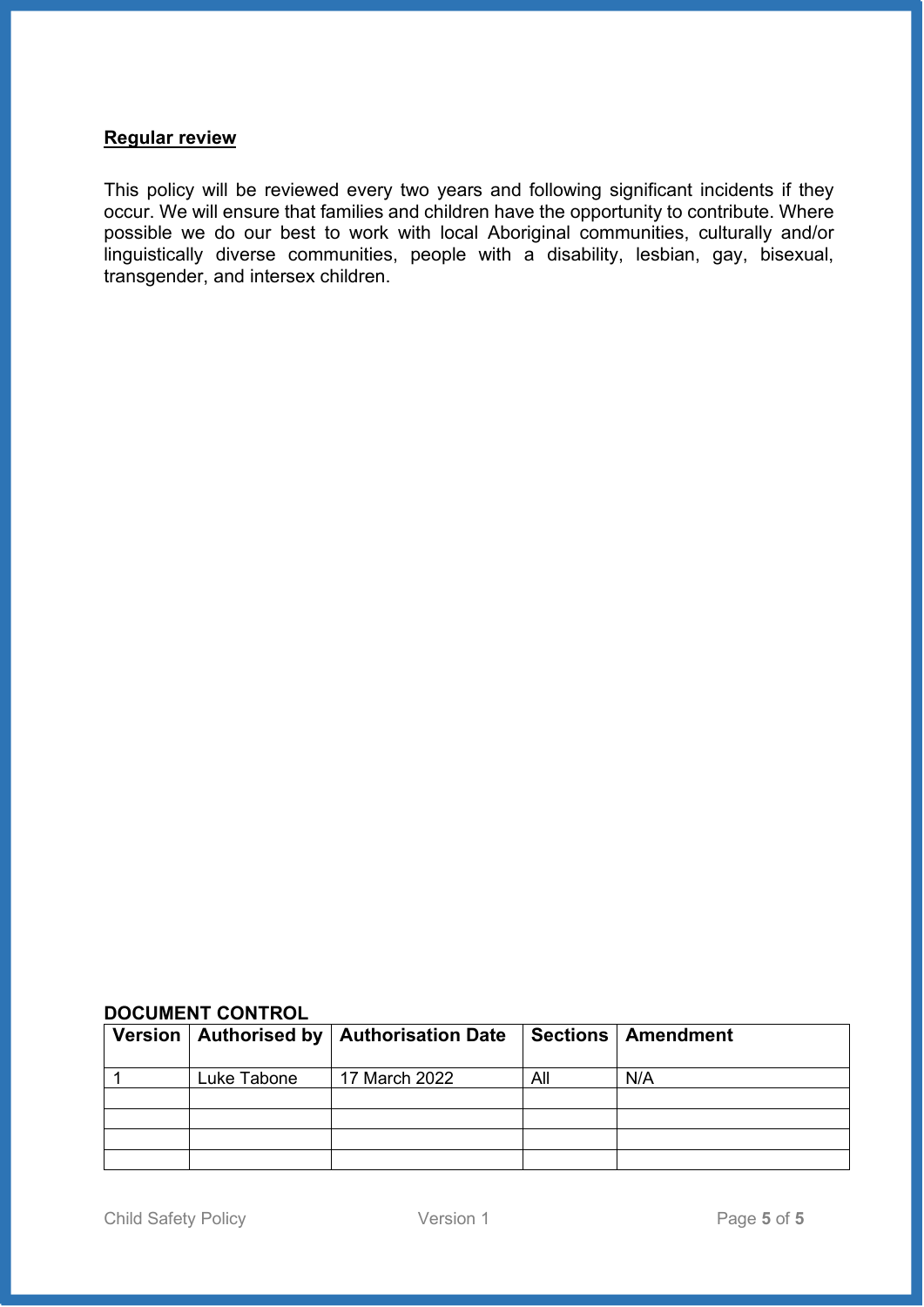## Regular review

This policy will be reviewed every two years and following significant incidents if they occur. We will ensure that families and children have the opportunity to contribute. Where possible we do our best to work with local Aboriginal communities, culturally and/or linguistically diverse communities, people with a disability, lesbian, gay, bisexual, transgender, and intersex children.

**DOCUMENT CONTROL**

| Version | Authorised by | Authorisation Date | Sections | Amendment |
|---|---|---|---|---|
| 1 | Luke Tabone | 17 March 2022 | All | N/A |
| | | | | |
| | | | | |
| | | | | |
| | | | | |